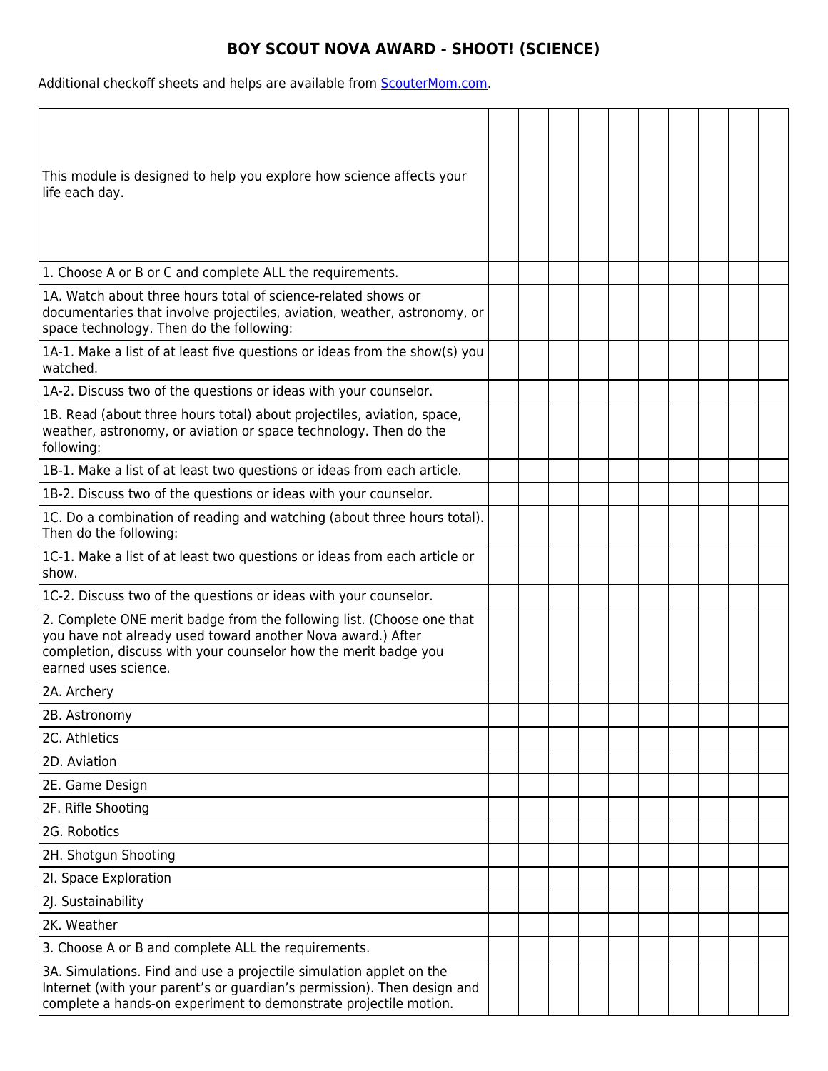# BOY SCOUT NOVA AWARD - SHOOT! (SCIENCE)

Additional checkoff sheets and helps are available from [ScouterMom.com](ScouterMom.com).

| This module is designed to help you explore how science affects your life each day. | | | | | | | | | | |
|---|---|---|---|---|---|---|---|---|---|---|
| 1. Choose A or B or C and complete ALL the requirements. | | | | | | | | | | |
| 1A. Watch about three hours total of science-related shows or documentaries that involve projectiles, aviation, weather, astronomy, or space technology. Then do the following: | | | | | | | | | | |
| 1A-1. Make a list of at least five questions or ideas from the show(s) you watched. | | | | | | | | | | |
| 1A-2. Discuss two of the questions or ideas with your counselor. | | | | | | | | | | |
| 1B. Read (about three hours total) about projectiles, aviation, space, weather, astronomy, or aviation or space technology. Then do the following: | | | | | | | | | | |
| 1B-1. Make a list of at least two questions or ideas from each article. | | | | | | | | | | |
| 1B-2. Discuss two of the questions or ideas with your counselor. | | | | | | | | | | |
| 1C. Do a combination of reading and watching (about three hours total). Then do the following: | | | | | | | | | | |
| 1C-1. Make a list of at least two questions or ideas from each article or show. | | | | | | | | | | |
| 1C-2. Discuss two of the questions or ideas with your counselor. | | | | | | | | | | |
| 2. Complete ONE merit badge from the following list. (Choose one that you have not already used toward another Nova award.) After completion, discuss with your counselor how the merit badge you earned uses science. | | | | | | | | | | |
| 2A. Archery | | | | | | | | | | |
| 2B. Astronomy | | | | | | | | | | |
| 2C. Athletics | | | | | | | | | | |
| 2D. Aviation | | | | | | | | | | |
| 2E. Game Design | | | | | | | | | | |
| 2F. Rifle Shooting | | | | | | | | | | |
| 2G. Robotics | | | | | | | | | | |
| 2H. Shotgun Shooting | | | | | | | | | | |
| 2I. Space Exploration | | | | | | | | | | |
| 2J. Sustainability | | | | | | | | | | |
| 2K. Weather | | | | | | | | | | |
| 3. Choose A or B and complete ALL the requirements. | | | | | | | | | | |
| 3A. Simulations. Find and use a projectile simulation applet on the Internet (with your parent's or guardian's permission). Then design and complete a hands-on experiment to demonstrate projectile motion. | | | | | | | | | | |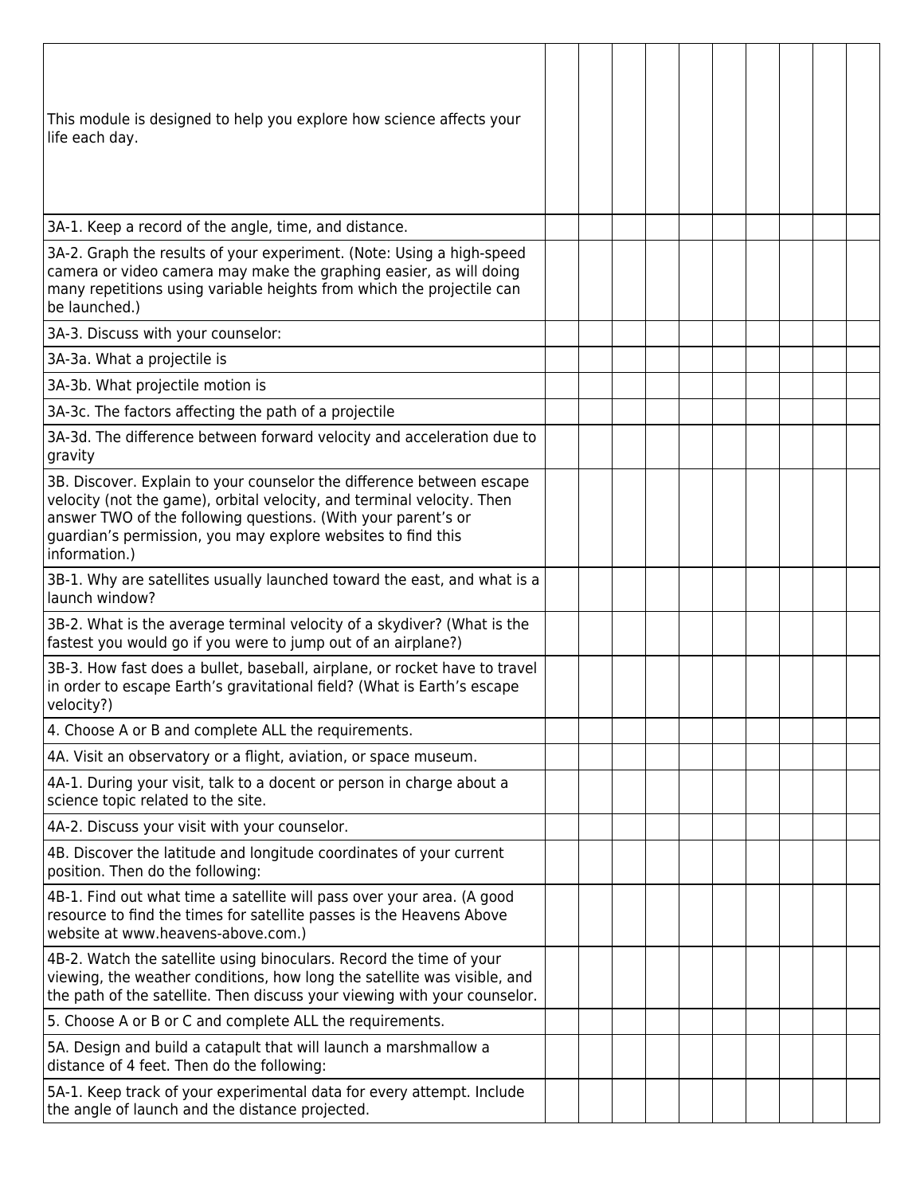| This module is designed to help you explore how science affects your life each day. | | | | | | | | | | |
|---|---|---|---|---|---|---|---|---|---|---|
| 3A-1. Keep a record of the angle, time, and distance. | | | | | | | | | | |
| 3A-2. Graph the results of your experiment. (Note: Using a high-speed camera or video camera may make the graphing easier, as will doing many repetitions using variable heights from which the projectile can be launched.) | | | | | | | | | | |
| 3A-3. Discuss with your counselor: | | | | | | | | | | |
| 3A-3a. What a projectile is | | | | | | | | | | |
| 3A-3b. What projectile motion is | | | | | | | | | | |
| 3A-3c. The factors affecting the path of a projectile | | | | | | | | | | |
| 3A-3d. The difference between forward velocity and acceleration due to gravity | | | | | | | | | | |
| 3B. Discover. Explain to your counselor the difference between escape velocity (not the game), orbital velocity, and terminal velocity. Then answer TWO of the following questions. (With your parent's or guardian's permission, you may explore websites to find this information.) | | | | | | | | | | |
| 3B-1. Why are satellites usually launched toward the east, and what is a launch window? | | | | | | | | | | |
| 3B-2. What is the average terminal velocity of a skydiver? (What is the fastest you would go if you were to jump out of an airplane?) | | | | | | | | | | |
| 3B-3. How fast does a bullet, baseball, airplane, or rocket have to travel in order to escape Earth's gravitational field? (What is Earth's escape velocity?) | | | | | | | | | | |
| 4. Choose A or B and complete ALL the requirements. | | | | | | | | | | |
| 4A. Visit an observatory or a flight, aviation, or space museum. | | | | | | | | | | |
| 4A-1. During your visit, talk to a docent or person in charge about a science topic related to the site. | | | | | | | | | | |
| 4A-2. Discuss your visit with your counselor. | | | | | | | | | | |
| 4B. Discover the latitude and longitude coordinates of your current position. Then do the following: | | | | | | | | | | |
| 4B-1. Find out what time a satellite will pass over your area. (A good resource to find the times for satellite passes is the Heavens Above website at www.heavens-above.com.) | | | | | | | | | | |
| 4B-2. Watch the satellite using binoculars. Record the time of your viewing, the weather conditions, how long the satellite was visible, and the path of the satellite. Then discuss your viewing with your counselor. | | | | | | | | | | |
| 5. Choose A or B or C and complete ALL the requirements. | | | | | | | | | | |
| 5A. Design and build a catapult that will launch a marshmallow a distance of 4 feet. Then do the following: | | | | | | | | | | |
| 5A-1. Keep track of your experimental data for every attempt. Include the angle of launch and the distance projected. | | | | | | | | | | |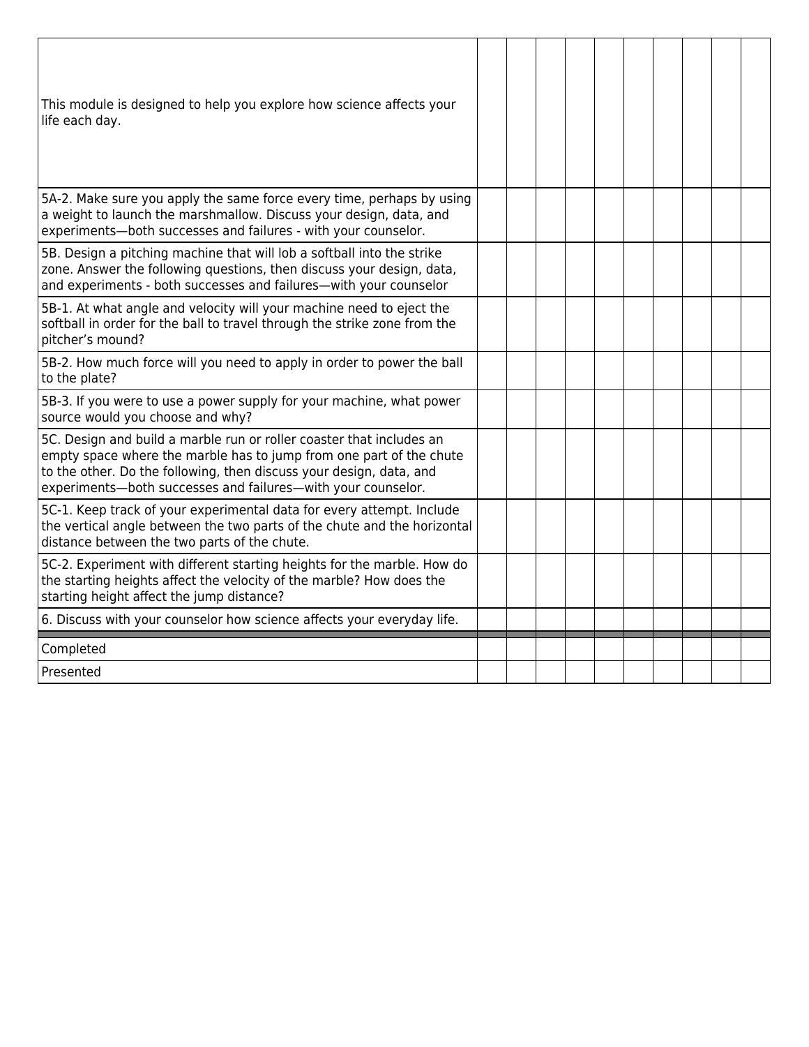| | | | | | | | | | | |
|---|---|---|---|---|---|---|---|---|---|---|
| This module is designed to help you explore how science affects your life each day. | | | | | | | | | | |
| 5A-2. Make sure you apply the same force every time, perhaps by using a weight to launch the marshmallow. Discuss your design, data, and experiments—both successes and failures - with your counselor. | | | | | | | | | | |
| 5B. Design a pitching machine that will lob a softball into the strike zone. Answer the following questions, then discuss your design, data, and experiments - both successes and failures—with your counselor | | | | | | | | | | |
| 5B-1. At what angle and velocity will your machine need to eject the softball in order for the ball to travel through the strike zone from the pitcher's mound? | | | | | | | | | | |
| 5B-2. How much force will you need to apply in order to power the ball to the plate? | | | | | | | | | | |
| 5B-3. If you were to use a power supply for your machine, what power source would you choose and why? | | | | | | | | | | |
| 5C. Design and build a marble run or roller coaster that includes an empty space where the marble has to jump from one part of the chute to the other. Do the following, then discuss your design, data, and experiments—both successes and failures—with your counselor. | | | | | | | | | | |
| 5C-1. Keep track of your experimental data for every attempt. Include the vertical angle between the two parts of the chute and the horizontal distance between the two parts of the chute. | | | | | | | | | | |
| 5C-2. Experiment with different starting heights for the marble. How do the starting heights affect the velocity of the marble? How does the starting height affect the jump distance? | | | | | | | | | | |
| 6. Discuss with your counselor how science affects your everyday life. | | | | | | | | | | |
| Completed | | | | | | | | | | |
| Presented | | | | | | | | | | |